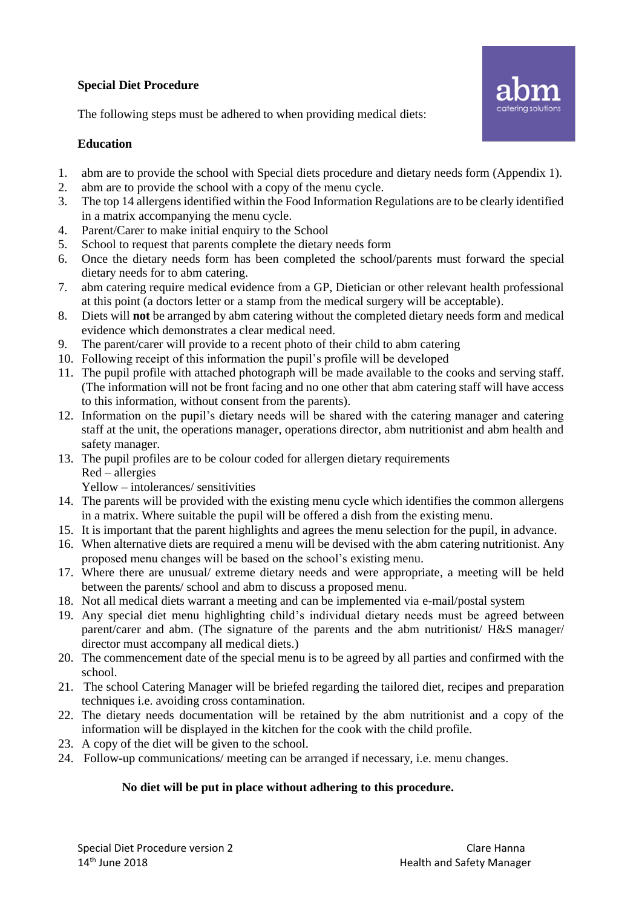**Special Diet Procedure**

The following steps must be adhered to when providing medical diets:

**Education**

1. abm are to provide the school with Special diets procedure and dietary needs form (Appendix 1).
2. abm are to provide the school with a copy of the menu cycle.
3. The top 14 allergens identified within the Food Information Regulations are to be clearly identified in a matrix accompanying the menu cycle.
4. Parent/Carer to make initial enquiry to the School
5. School to request that parents complete the dietary needs form
6. Once the dietary needs form has been completed the school/parents must forward the special dietary needs for to abm catering.
7. abm catering require medical evidence from a GP, Dietician or other relevant health professional at this point (a doctors letter or a stamp from the medical surgery will be acceptable).
8. Diets will **not** be arranged by abm catering without the completed dietary needs form and medical evidence which demonstrates a clear medical need.
9. The parent/carer will provide to a recent photo of their child to abm catering
10. Following receipt of this information the pupil's profile will be developed
11. The pupil profile with attached photograph will be made available to the cooks and serving staff. (The information will not be front facing and no one other that abm catering staff will have access to this information, without consent from the parents).
12. Information on the pupil's dietary needs will be shared with the catering manager and catering staff at the unit, the operations manager, operations director, abm nutritionist and abm health and safety manager.
13. The pupil profiles are to be colour coded for allergen dietary requirements
    Red – allergies
    Yellow – intolerances/ sensitivities
14. The parents will be provided with the existing menu cycle which identifies the common allergens in a matrix. Where suitable the pupil will be offered a dish from the existing menu.
15. It is important that the parent highlights and agrees the menu selection for the pupil, in advance.
16. When alternative diets are required a menu will be devised with the abm catering nutritionist. Any proposed menu changes will be based on the school's existing menu.
17. Where there are unusual/ extreme dietary needs and were appropriate, a meeting will be held between the parents/ school and abm to discuss a proposed menu.
18. Not all medical diets warrant a meeting and can be implemented via e-mail/postal system
19. Any special diet menu highlighting child's individual dietary needs must be agreed between parent/carer and abm. (The signature of the parents and the abm nutritionist/ H&S manager/ director must accompany all medical diets.)
20. The commencement date of the special menu is to be agreed by all parties and confirmed with the school.
21. The school Catering Manager will be briefed regarding the tailored diet, recipes and preparation techniques i.e. avoiding cross contamination.
22. The dietary needs documentation will be retained by the abm nutritionist and a copy of the information will be displayed in the kitchen for the cook with the child profile.
23. A copy of the diet will be given to the school.
24. Follow-up communications/ meeting can be arranged if necessary, i.e. menu changes.

**No diet will be put in place without adhering to this procedure.**

Special Diet Procedure version 2
14th June 2018

Clare Hanna
Health and Safety Manager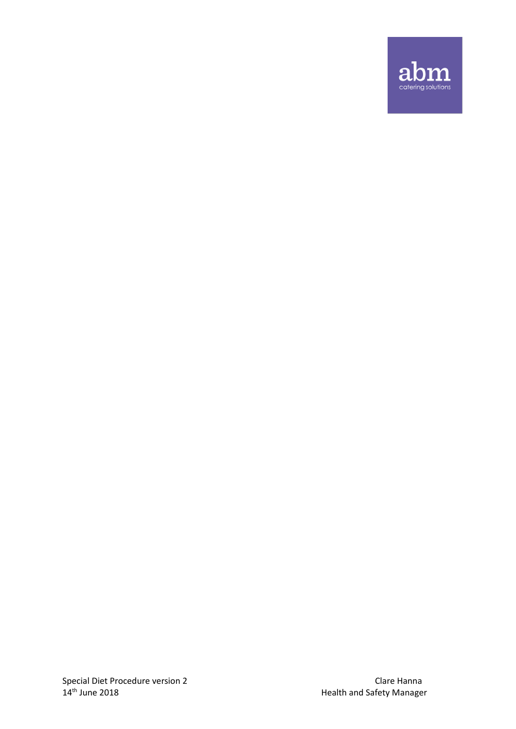Special Diet Procedure version 2
14th June 2018

Clare Hanna
Health and Safety Manager